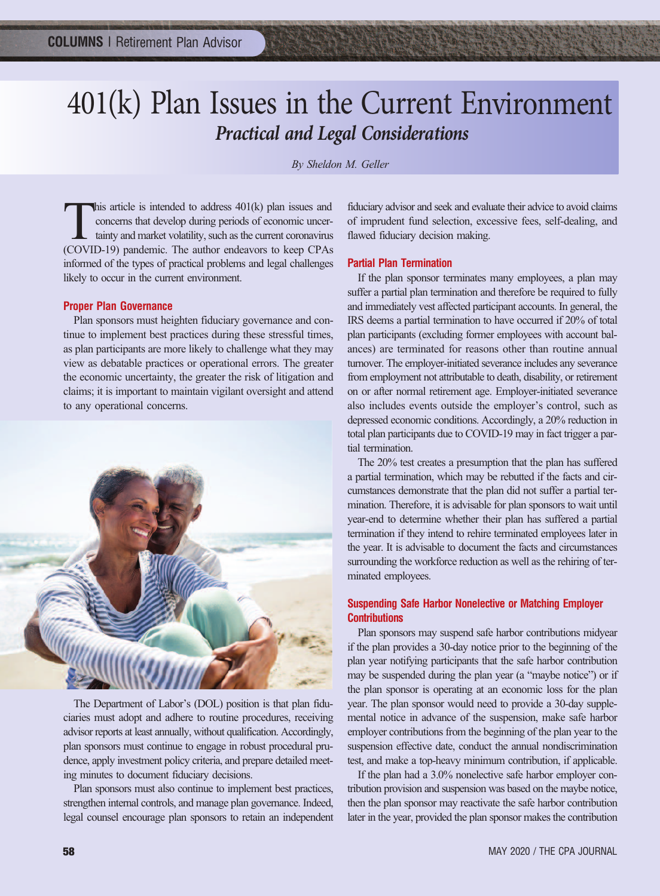# 401(k) Plan Issues in the Current Environment

## *Practical and Legal Considerations*

*By Sheldon M. Geller*

This article is intended to address 401(k) plan issues and concerns that develop during periods of economic uncertainty and market volatility, such as the current coronavirus (COVID-19) pandemic. The author endeavors to keep CPAs informed of the types of practical problems and legal challenges likely to occur in the current environment.

### Proper Plan Governance

Plan sponsors must heighten fiduciary governance and continue to implement best practices during these stressful times, as plan participants are more likely to challenge what they may view as debatable practices or operational errors. The greater the economic uncertainty, the greater the risk of litigation and claims; it is important to maintain vigilant oversight and attend to any operational concerns.

The Department of Labor's (DOL) position is that plan fiduciaries must adopt and adhere to routine procedures, receiving advisor reports at least annually, without qualification. Accordingly, plan sponsors must continue to engage in robust procedural prudence, apply investment policy criteria, and prepare detailed meeting minutes to document fiduciary decisions.

Plan sponsors must also continue to implement best practices, strengthen internal controls, and manage plan governance. Indeed, legal counsel encourage plan sponsors to retain an independent fiduciary advisor and seek and evaluate their advice to avoid claims of imprudent fund selection, excessive fees, self-dealing, and flawed fiduciary decision making.

### Partial Plan Termination

If the plan sponsor terminates many employees, a plan may suffer a partial plan termination and therefore be required to fully and immediately vest affected participant accounts. In general, the IRS deems a partial termination to have occurred if 20% of total plan participants (excluding former employees with account balances) are terminated for reasons other than routine annual turnover. The employer-initiated severance includes any severance from employment not attributable to death, disability, or retirement on or after normal retirement age. Employer-initiated severance also includes events outside the employer's control, such as depressed economic conditions. Accordingly, a 20% reduction in total plan participants due to COVID-19 may in fact trigger a partial termination.

The 20% test creates a presumption that the plan has suffered a partial termination, which may be rebutted if the facts and circumstances demonstrate that the plan did not suffer a partial termination. Therefore, it is advisable for plan sponsors to wait until year-end to determine whether their plan has suffered a partial termination if they intend to rehire terminated employees later in the year. It is advisable to document the facts and circumstances surrounding the workforce reduction as well as the rehiring of terminated employees.

### Suspending Safe Harbor Nonelective or Matching Employer Contributions

Plan sponsors may suspend safe harbor contributions midyear if the plan provides a 30-day notice prior to the beginning of the plan year notifying participants that the safe harbor contribution may be suspended during the plan year (a "maybe notice") or if the plan sponsor is operating at an economic loss for the plan year. The plan sponsor would need to provide a 30-day supplemental notice in advance of the suspension, make safe harbor employer contributions from the beginning of the plan year to the suspension effective date, conduct the annual nondiscrimination test, and make a top-heavy minimum contribution, if applicable.

If the plan had a 3.0% nonelective safe harbor employer contribution provision and suspension was based on the maybe notice, then the plan sponsor may reactivate the safe harbor contribution later in the year, provided the plan sponsor makes the contribution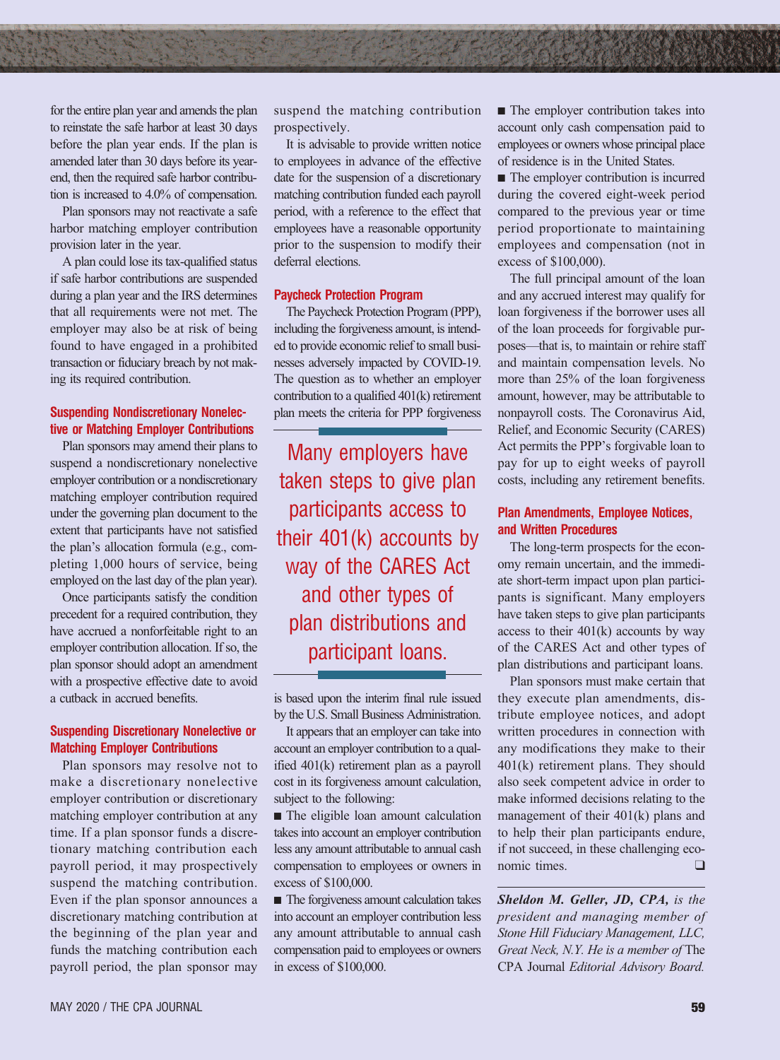for the entire plan year and amends the plan to reinstate the safe harbor at least 30 days before the plan year ends. If the plan is amended later than 30 days before its year-end, then the required safe harbor contribution is increased to 4.0% of compensation.

Plan sponsors may not reactivate a safe harbor matching employer contribution provision later in the year.

A plan could lose its tax-qualified status if safe harbor contributions are suspended during a plan year and the IRS determines that all requirements were not met. The employer may also be at risk of being found to have engaged in a prohibited transaction or fiduciary breach by not making its required contribution.

### Suspending Nondiscretionary Nonelective or Matching Employer Contributions

Plan sponsors may amend their plans to suspend a nondiscretionary nonelective employer contribution or a nondiscretionary matching employer contribution required under the governing plan document to the extent that participants have not satisfied the plan's allocation formula (e.g., completing 1,000 hours of service, being employed on the last day of the plan year).

Once participants satisfy the condition precedent for a required contribution, they have accrued a nonforfeitable right to an employer contribution allocation. If so, the plan sponsor should adopt an amendment with a prospective effective date to avoid a cutback in accrued benefits.

### Suspending Discretionary Nonelective or Matching Employer Contributions

Plan sponsors may resolve not to make a discretionary nonelective employer contribution or discretionary matching employer contribution at any time. If a plan sponsor funds a discretionary matching contribution each payroll period, it may prospectively suspend the matching contribution. Even if the plan sponsor announces a discretionary matching contribution at the beginning of the plan year and funds the matching contribution each payroll period, the plan sponsor may suspend the matching contribution prospectively.

It is advisable to provide written notice to employees in advance of the effective date for the suspension of a discretionary matching contribution funded each payroll period, with a reference to the effect that employees have a reasonable opportunity prior to the suspension to modify their deferral elections.

### Paycheck Protection Program

The Paycheck Protection Program (PPP), including the forgiveness amount, is intended to provide economic relief to small businesses adversely impacted by COVID-19. The question as to whether an employer contribution to a qualified 401(k) retirement plan meets the criteria for PPP forgiveness is based upon the interim final rule issued by the U.S. Small Business Administration.

> Many employers have taken steps to give plan participants access to their 401(k) accounts by way of the CARES Act and other types of plan distributions and participant loans.

It appears that an employer can take into account an employer contribution to a qualified 401(k) retirement plan as a payroll cost in its forgiveness amount calculation, subject to the following:

- The eligible loan amount calculation takes into account an employer contribution less any amount attributable to annual cash compensation to employees or owners in excess of $100,000.
- The forgiveness amount calculation takes into account an employer contribution less any amount attributable to annual cash compensation paid to employees or owners in excess of $100,000.
- The employer contribution takes into account only cash compensation paid to employees or owners whose principal place of residence is in the United States.
- The employer contribution is incurred during the covered eight-week period compared to the previous year or time period proportionate to maintaining employees and compensation (not in excess of $100,000).

The full principal amount of the loan and any accrued interest may qualify for loan forgiveness if the borrower uses all of the loan proceeds for forgivable purposes—that is, to maintain or rehire staff and maintain compensation levels. No more than 25% of the loan forgiveness amount, however, may be attributable to nonpayroll costs. The Coronavirus Aid, Relief, and Economic Security (CARES) Act permits the PPP's forgivable loan to pay for up to eight weeks of payroll costs, including any retirement benefits.

### Plan Amendments, Employee Notices, and Written Procedures

The long-term prospects for the economy remain uncertain, and the immediate short-term impact upon plan participants is significant. Many employers have taken steps to give plan participants access to their 401(k) accounts by way of the CARES Act and other types of plan distributions and participant loans.

Plan sponsors must make certain that they execute plan amendments, distribute employee notices, and adopt written procedures in connection with any modifications they make to their 401(k) retirement plans. They should also seek competent advice in order to make informed decisions relating to the management of their 401(k) plans and to help their plan participants endure, if not succeed, in these challenging economic times. ❑

---

***Sheldon M. Geller, JD, CPA,*** *is the president and managing member of Stone Hill Fiduciary Management, LLC, Great Neck, N.Y. He is a member of* The CPA Journal *Editorial Advisory Board.*